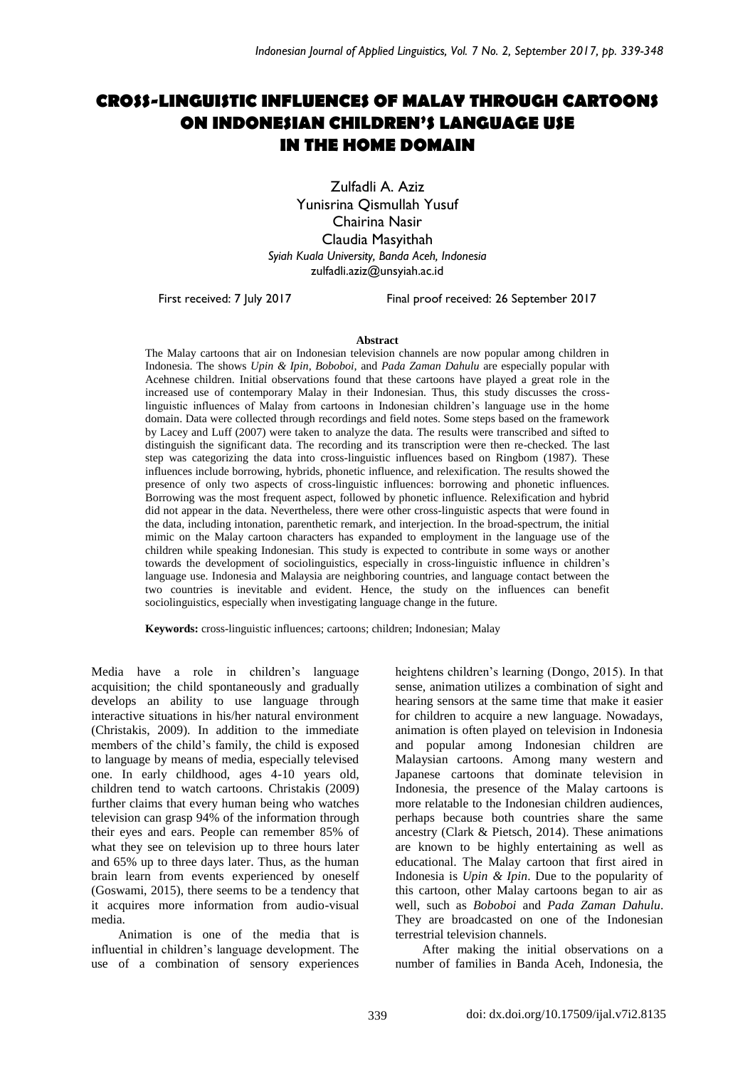# CROSS-LINGUISTIC INFLUENCES OF MALAY THROUGH CARTOONS ON INDONESIAN CHILDREN'S LANGUAGE USE IN THE HOME DOMAIN

Zulfadli A. Aziz  
Yunisrina Qismullah Yusuf  
Chairina Nasir  
Claudia Masyithah  
*Syiah Kuala University, Banda Aceh, Indonesia*  
zulfadli.aziz@unsyiah.ac.id

First received: 7 July 2017 Final proof received: 26 September 2017

**Abstract**

The Malay cartoons that air on Indonesian television channels are now popular among children in Indonesia. The shows *Upin & Ipin*, *Boboboi*, and *Pada Zaman Dahulu* are especially popular with Acehnese children. Initial observations found that these cartoons have played a great role in the increased use of contemporary Malay in their Indonesian. Thus, this study discusses the cross-linguistic influences of Malay from cartoons in Indonesian children's language use in the home domain. Data were collected through recordings and field notes. Some steps based on the framework by Lacey and Luff (2007) were taken to analyze the data. The results were transcribed and sifted to distinguish the significant data. The recording and its transcription were then re-checked. The last step was categorizing the data into cross-linguistic influences based on Ringbom (1987). These influences include borrowing, hybrids, phonetic influence, and relexification. The results showed the presence of only two aspects of cross-linguistic influences: borrowing and phonetic influences. Borrowing was the most frequent aspect, followed by phonetic influence. Relexification and hybrid did not appear in the data. Nevertheless, there were other cross-linguistic aspects that were found in the data, including intonation, parenthetic remark, and interjection. In the broad-spectrum, the initial mimic on the Malay cartoon characters has expanded to employment in the language use of the children while speaking Indonesian. This study is expected to contribute in some ways or another towards the development of sociolinguistics, especially in cross-linguistic influence in children's language use. Indonesia and Malaysia are neighboring countries, and language contact between the two countries is inevitable and evident. Hence, the study on the influences can benefit sociolinguistics, especially when investigating language change in the future.

**Keywords:** cross-linguistic influences; cartoons; children; Indonesian; Malay

Media have a role in children's language acquisition; the child spontaneously and gradually develops an ability to use language through interactive situations in his/her natural environment (Christakis, 2009). In addition to the immediate members of the child's family, the child is exposed to language by means of media, especially televised one. In early childhood, ages 4-10 years old, children tend to watch cartoons. Christakis (2009) further claims that every human being who watches television can grasp 94% of the information through their eyes and ears. People can remember 85% of what they see on television up to three hours later and 65% up to three days later. Thus, as the human brain learn from events experienced by oneself (Goswami, 2015), there seems to be a tendency that it acquires more information from audio-visual media.

Animation is one of the media that is influential in children's language development. The use of a combination of sensory experiences heightens children's learning (Dongo, 2015). In that sense, animation utilizes a combination of sight and hearing sensors at the same time that make it easier for children to acquire a new language. Nowadays, animation is often played on television in Indonesia and popular among Indonesian children are Malaysian cartoons. Among many western and Japanese cartoons that dominate television in Indonesia, the presence of the Malay cartoons is more relatable to the Indonesian children audiences, perhaps because both countries share the same ancestry (Clark & Pietsch, 2014). These animations are known to be highly entertaining as well as educational. The Malay cartoon that first aired in Indonesia is *Upin & Ipin*. Due to the popularity of this cartoon, other Malay cartoons began to air as well, such as *Boboboi* and *Pada Zaman Dahulu*. They are broadcasted on one of the Indonesian terrestrial television channels.

After making the initial observations on a number of families in Banda Aceh, Indonesia, the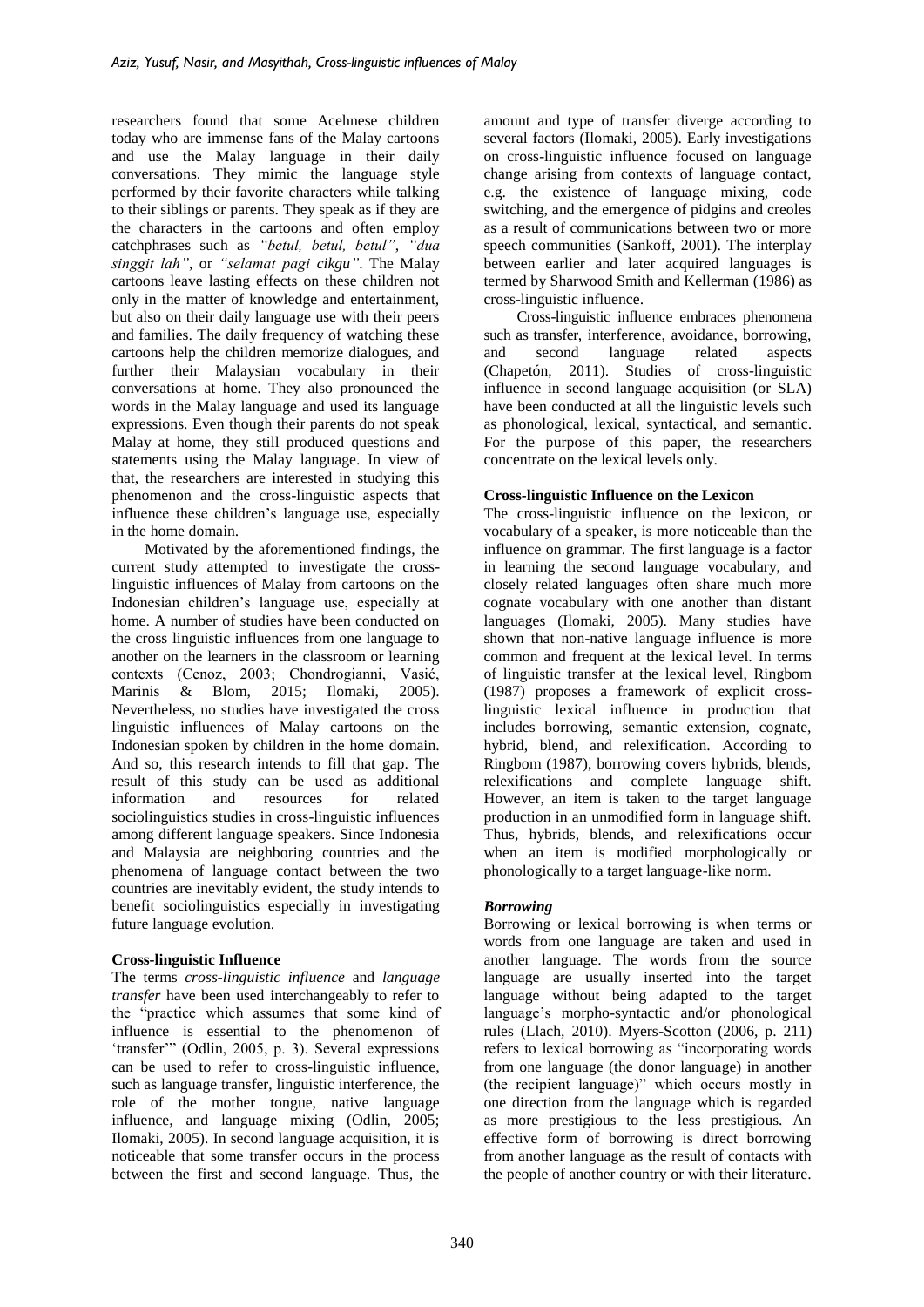researchers found that some Acehnese children today who are immense fans of the Malay cartoons and use the Malay language in their daily conversations. They mimic the language style performed by their favorite characters while talking to their siblings or parents. They speak as if they are the characters in the cartoons and often employ catchphrases such as *"betul, betul, betul"*, *"dua singgit lah"*, or *"selamat pagi cikgu"*. The Malay cartoons leave lasting effects on these children not only in the matter of knowledge and entertainment, but also on their daily language use with their peers and families. The daily frequency of watching these cartoons help the children memorize dialogues, and further their Malaysian vocabulary in their conversations at home. They also pronounced the words in the Malay language and used its language expressions. Even though their parents do not speak Malay at home, they still produced questions and statements using the Malay language. In view of that, the researchers are interested in studying this phenomenon and the cross-linguistic aspects that influence these children's language use, especially in the home domain.

Motivated by the aforementioned findings, the current study attempted to investigate the cross-linguistic influences of Malay from cartoons on the Indonesian children's language use, especially at home. A number of studies have been conducted on the cross linguistic influences from one language to another on the learners in the classroom or learning contexts (Cenoz, 2003; Chondrogianni, Vasić, Marinis & Blom, 2015; Ilomaki, 2005). Nevertheless, no studies have investigated the cross linguistic influences of Malay cartoons on the Indonesian spoken by children in the home domain. And so, this research intends to fill that gap. The result of this study can be used as additional information and resources for related sociolinguistics studies in cross-linguistic influences among different language speakers. Since Indonesia and Malaysia are neighboring countries and the phenomena of language contact between the two countries are inevitably evident, the study intends to benefit sociolinguistics especially in investigating future language evolution.

## Cross-linguistic Influence

The terms *cross-linguistic influence* and *language transfer* have been used interchangeably to refer to the "practice which assumes that some kind of influence is essential to the phenomenon of 'transfer'" (Odlin, 2005, p. 3). Several expressions can be used to refer to cross-linguistic influence, such as language transfer, linguistic interference, the role of the mother tongue, native language influence, and language mixing (Odlin, 2005; Ilomaki, 2005). In second language acquisition, it is noticeable that some transfer occurs in the process between the first and second language. Thus, the amount and type of transfer diverge according to several factors (Ilomaki, 2005). Early investigations on cross-linguistic influence focused on language change arising from contexts of language contact, e.g. the existence of language mixing, code switching, and the emergence of pidgins and creoles as a result of communications between two or more speech communities (Sankoff, 2001). The interplay between earlier and later acquired languages is termed by Sharwood Smith and Kellerman (1986) as cross-linguistic influence.

Cross-linguistic influence embraces phenomena such as transfer, interference, avoidance, borrowing, and second language related aspects (Chapetón, 2011). Studies of cross-linguistic influence in second language acquisition (or SLA) have been conducted at all the linguistic levels such as phonological, lexical, syntactical, and semantic. For the purpose of this paper, the researchers concentrate on the lexical levels only.

## Cross-linguistic Influence on the Lexicon

The cross-linguistic influence on the lexicon, or vocabulary of a speaker, is more noticeable than the influence on grammar. The first language is a factor in learning the second language vocabulary, and closely related languages often share much more cognate vocabulary with one another than distant languages (Ilomaki, 2005). Many studies have shown that non-native language influence is more common and frequent at the lexical level. In terms of linguistic transfer at the lexical level, Ringbom (1987) proposes a framework of explicit cross-linguistic lexical influence in production that includes borrowing, semantic extension, cognate, hybrid, blend, and relexification. According to Ringbom (1987), borrowing covers hybrids, blends, relexifications and complete language shift. However, an item is taken to the target language production in an unmodified form in language shift. Thus, hybrids, blends, and relexifications occur when an item is modified morphologically or phonologically to a target language-like norm.

### *Borrowing*

Borrowing or lexical borrowing is when terms or words from one language are taken and used in another language. The words from the source language are usually inserted into the target language without being adapted to the target language's morpho-syntactic and/or phonological rules (Llach, 2010). Myers-Scotton (2006, p. 211) refers to lexical borrowing as "incorporating words from one language (the donor language) in another (the recipient language)" which occurs mostly in one direction from the language which is regarded as more prestigious to the less prestigious. An effective form of borrowing is direct borrowing from another language as the result of contacts with the people of another country or with their literature.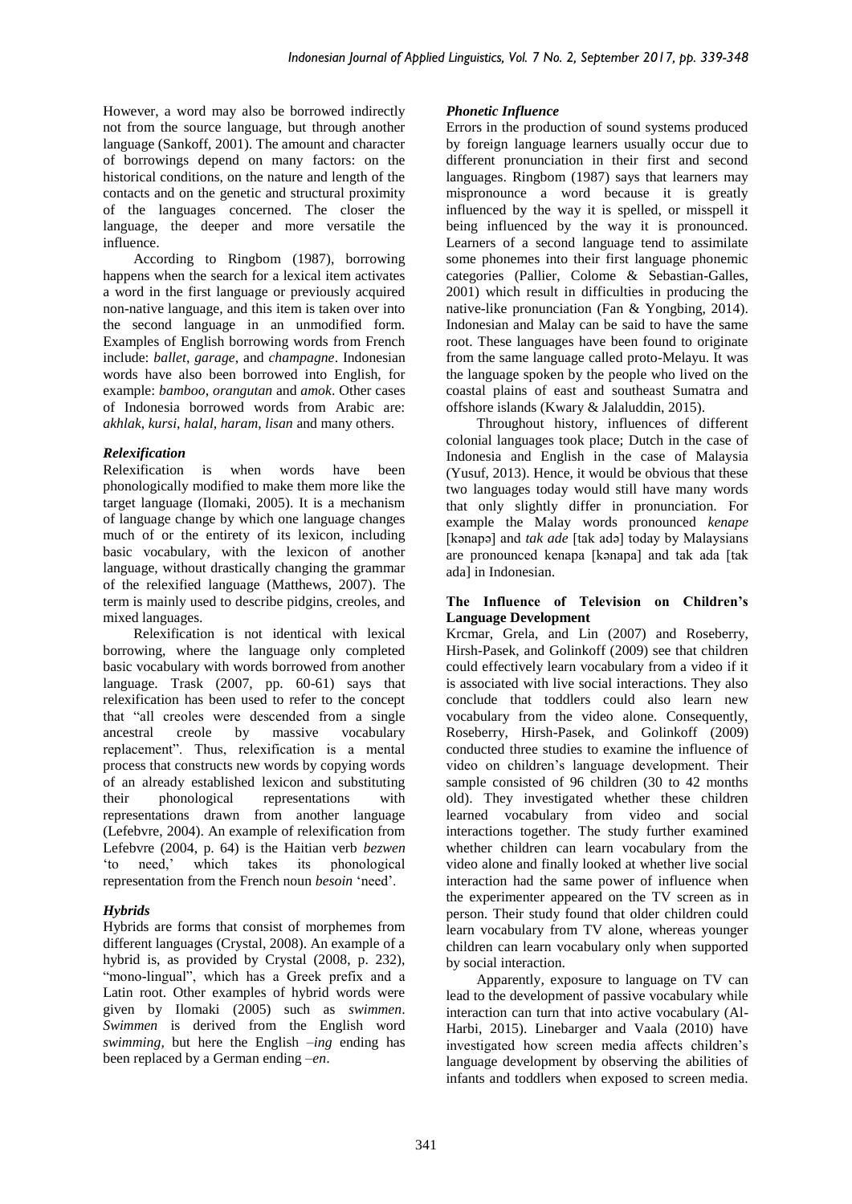However, a word may also be borrowed indirectly not from the source language, but through another language (Sankoff, 2001). The amount and character of borrowings depend on many factors: on the historical conditions, on the nature and length of the contacts and on the genetic and structural proximity of the languages concerned. The closer the language, the deeper and more versatile the influence.

According to Ringbom (1987), borrowing happens when the search for a lexical item activates a word in the first language or previously acquired non-native language, and this item is taken over into the second language in an unmodified form. Examples of English borrowing words from French include: *ballet*, *garage*, and *champagne*. Indonesian words have also been borrowed into English, for example: *bamboo*, *orangutan* and *amok*. Other cases of Indonesia borrowed words from Arabic are: *akhlak*, *kursi*, *halal*, *haram*, *lisan* and many others.

### *Relexification*

Relexification is when words have been phonologically modified to make them more like the target language (Ilomaki, 2005). It is a mechanism of language change by which one language changes much of or the entirety of its lexicon, including basic vocabulary, with the lexicon of another language, without drastically changing the grammar of the relexified language (Matthews, 2007). The term is mainly used to describe pidgins, creoles, and mixed languages.

Relexification is not identical with lexical borrowing, where the language only completed basic vocabulary with words borrowed from another language. Trask (2007, pp. 60-61) says that relexification has been used to refer to the concept that "all creoles were descended from a single ancestral creole by massive vocabulary replacement". Thus, relexification is a mental process that constructs new words by copying words of an already established lexicon and substituting their phonological representations with representations drawn from another language (Lefebvre, 2004). An example of relexification from Lefebvre (2004, p. 64) is the Haitian verb *bezwen* 'to need,' which takes its phonological representation from the French noun *besoin* 'need'.

### *Hybrids*

Hybrids are forms that consist of morphemes from different languages (Crystal, 2008). An example of a hybrid is, as provided by Crystal (2008, p. 232), "mono-lingual", which has a Greek prefix and a Latin root. Other examples of hybrid words were given by Ilomaki (2005) such as *swimmen*. *Swimmen* is derived from the English word *swimming*, but here the English *–ing* ending has been replaced by a German ending *–en*.

### *Phonetic Influence*

Errors in the production of sound systems produced by foreign language learners usually occur due to different pronunciation in their first and second languages. Ringbom (1987) says that learners may mispronounce a word because it is greatly influenced by the way it is spelled, or misspell it being influenced by the way it is pronounced. Learners of a second language tend to assimilate some phonemes into their first language phonemic categories (Pallier, Colome & Sebastian-Galles, 2001) which result in difficulties in producing the native-like pronunciation (Fan & Yongbing, 2014). Indonesian and Malay can be said to have the same root. These languages have been found to originate from the same language called proto-Melayu. It was the language spoken by the people who lived on the coastal plains of east and southeast Sumatra and offshore islands (Kwary & Jalaluddin, 2015).

Throughout history, influences of different colonial languages took place; Dutch in the case of Indonesia and English in the case of Malaysia (Yusuf, 2013). Hence, it would be obvious that these two languages today would still have many words that only slightly differ in pronunciation. For example the Malay words pronounced *kenape* [kənapə] and *tak ade* [tak adə] today by Malaysians are pronounced kenapa [kənapa] and tak ada [tak ada] in Indonesian.

## The Influence of Television on Children's Language Development

Krcmar, Grela, and Lin (2007) and Roseberry, Hirsh-Pasek, and Golinkoff (2009) see that children could effectively learn vocabulary from a video if it is associated with live social interactions. They also conclude that toddlers could also learn new vocabulary from the video alone. Consequently, Roseberry, Hirsh-Pasek, and Golinkoff (2009) conducted three studies to examine the influence of video on children's language development. Their sample consisted of 96 children (30 to 42 months old). They investigated whether these children learned vocabulary from video and social interactions together. The study further examined whether children can learn vocabulary from the video alone and finally looked at whether live social interaction had the same power of influence when the experimenter appeared on the TV screen as in person. Their study found that older children could learn vocabulary from TV alone, whereas younger children can learn vocabulary only when supported by social interaction.

Apparently, exposure to language on TV can lead to the development of passive vocabulary while interaction can turn that into active vocabulary (Al-Harbi, 2015). Linebarger and Vaala (2010) have investigated how screen media affects children's language development by observing the abilities of infants and toddlers when exposed to screen media.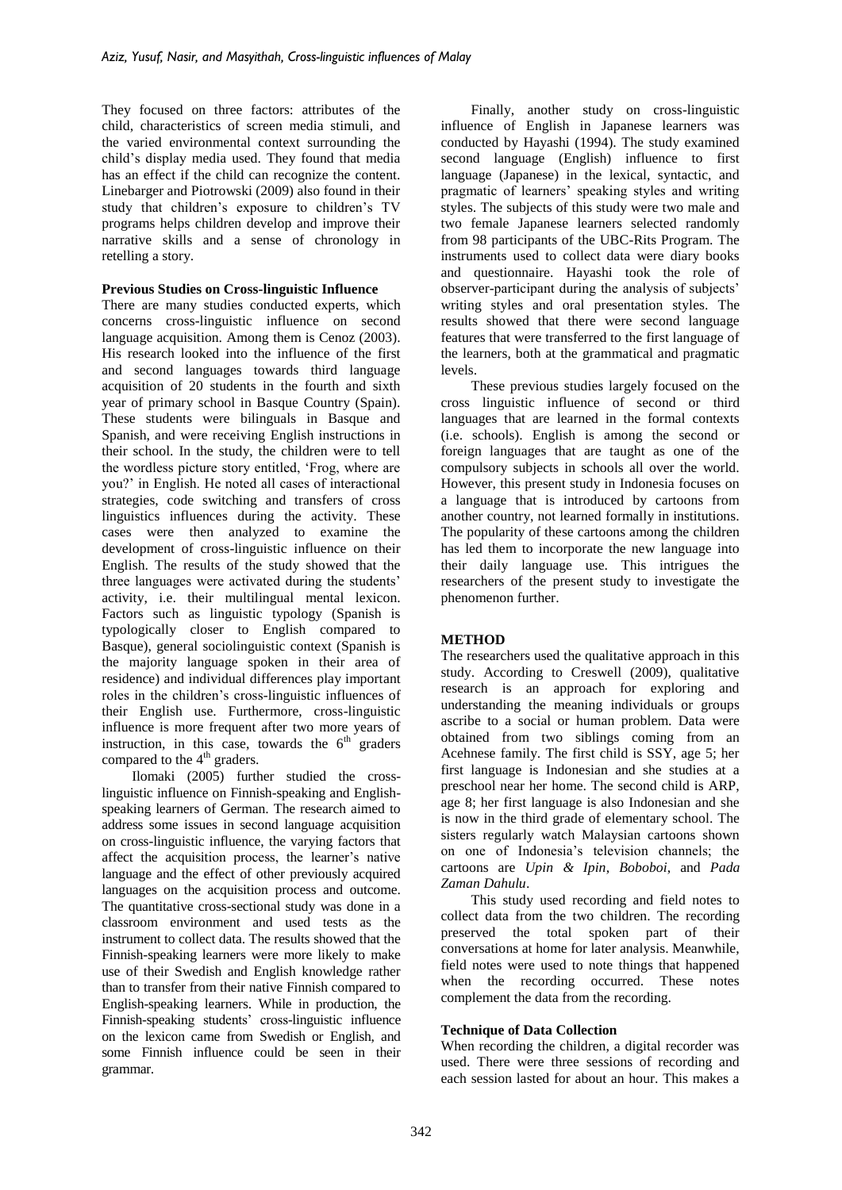They focused on three factors: attributes of the child, characteristics of screen media stimuli, and the varied environmental context surrounding the child's display media used. They found that media has an effect if the child can recognize the content. Linebarger and Piotrowski (2009) also found in their study that children's exposure to children's TV programs helps children develop and improve their narrative skills and a sense of chronology in retelling a story.

**Previous Studies on Cross-linguistic Influence**

There are many studies conducted experts, which concerns cross-linguistic influence on second language acquisition. Among them is Cenoz (2003). His research looked into the influence of the first and second languages towards third language acquisition of 20 students in the fourth and sixth year of primary school in Basque Country (Spain). These students were bilinguals in Basque and Spanish, and were receiving English instructions in their school. In the study, the children were to tell the wordless picture story entitled, 'Frog, where are you?' in English. He noted all cases of interactional strategies, code switching and transfers of cross linguistics influences during the activity. These cases were then analyzed to examine the development of cross-linguistic influence on their English. The results of the study showed that the three languages were activated during the students' activity, i.e. their multilingual mental lexicon. Factors such as linguistic typology (Spanish is typologically closer to English compared to Basque), general sociolinguistic context (Spanish is the majority language spoken in their area of residence) and individual differences play important roles in the children's cross-linguistic influences of their English use. Furthermore, cross-linguistic influence is more frequent after two more years of instruction, in this case, towards the 6th graders compared to the 4th graders.

Ilomaki (2005) further studied the cross-linguistic influence on Finnish-speaking and English-speaking learners of German. The research aimed to address some issues in second language acquisition on cross-linguistic influence, the varying factors that affect the acquisition process, the learner's native language and the effect of other previously acquired languages on the acquisition process and outcome. The quantitative cross-sectional study was done in a classroom environment and used tests as the instrument to collect data. The results showed that the Finnish-speaking learners were more likely to make use of their Swedish and English knowledge rather than to transfer from their native Finnish compared to English-speaking learners. While in production, the Finnish-speaking students' cross-linguistic influence on the lexicon came from Swedish or English, and some Finnish influence could be seen in their grammar.

Finally, another study on cross-linguistic influence of English in Japanese learners was conducted by Hayashi (1994). The study examined second language (English) influence to first language (Japanese) in the lexical, syntactic, and pragmatic of learners' speaking styles and writing styles. The subjects of this study were two male and two female Japanese learners selected randomly from 98 participants of the UBC-Rits Program. The instruments used to collect data were diary books and questionnaire. Hayashi took the role of observer-participant during the analysis of subjects' writing styles and oral presentation styles. The results showed that there were second language features that were transferred to the first language of the learners, both at the grammatical and pragmatic levels.

These previous studies largely focused on the cross linguistic influence of second or third languages that are learned in the formal contexts (i.e. schools). English is among the second or foreign languages that are taught as one of the compulsory subjects in schools all over the world. However, this present study in Indonesia focuses on a language that is introduced by cartoons from another country, not learned formally in institutions. The popularity of these cartoons among the children has led them to incorporate the new language into their daily language use. This intrigues the researchers of the present study to investigate the phenomenon further.

## METHOD

The researchers used the qualitative approach in this study. According to Creswell (2009), qualitative research is an approach for exploring and understanding the meaning individuals or groups ascribe to a social or human problem. Data were obtained from two siblings coming from an Acehnese family. The first child is SSY, age 5; her first language is Indonesian and she studies at a preschool near her home. The second child is ARP, age 8; her first language is also Indonesian and she is now in the third grade of elementary school. The sisters regularly watch Malaysian cartoons shown on one of Indonesia's television channels; the cartoons are *Upin & Ipin*, *Boboboi*, and *Pada Zaman Dahulu*.

This study used recording and field notes to collect data from the two children. The recording preserved the total spoken part of their conversations at home for later analysis. Meanwhile, field notes were used to note things that happened when the recording occurred. These notes complement the data from the recording.

**Technique of Data Collection**

When recording the children, a digital recorder was used. There were three sessions of recording and each session lasted for about an hour. This makes a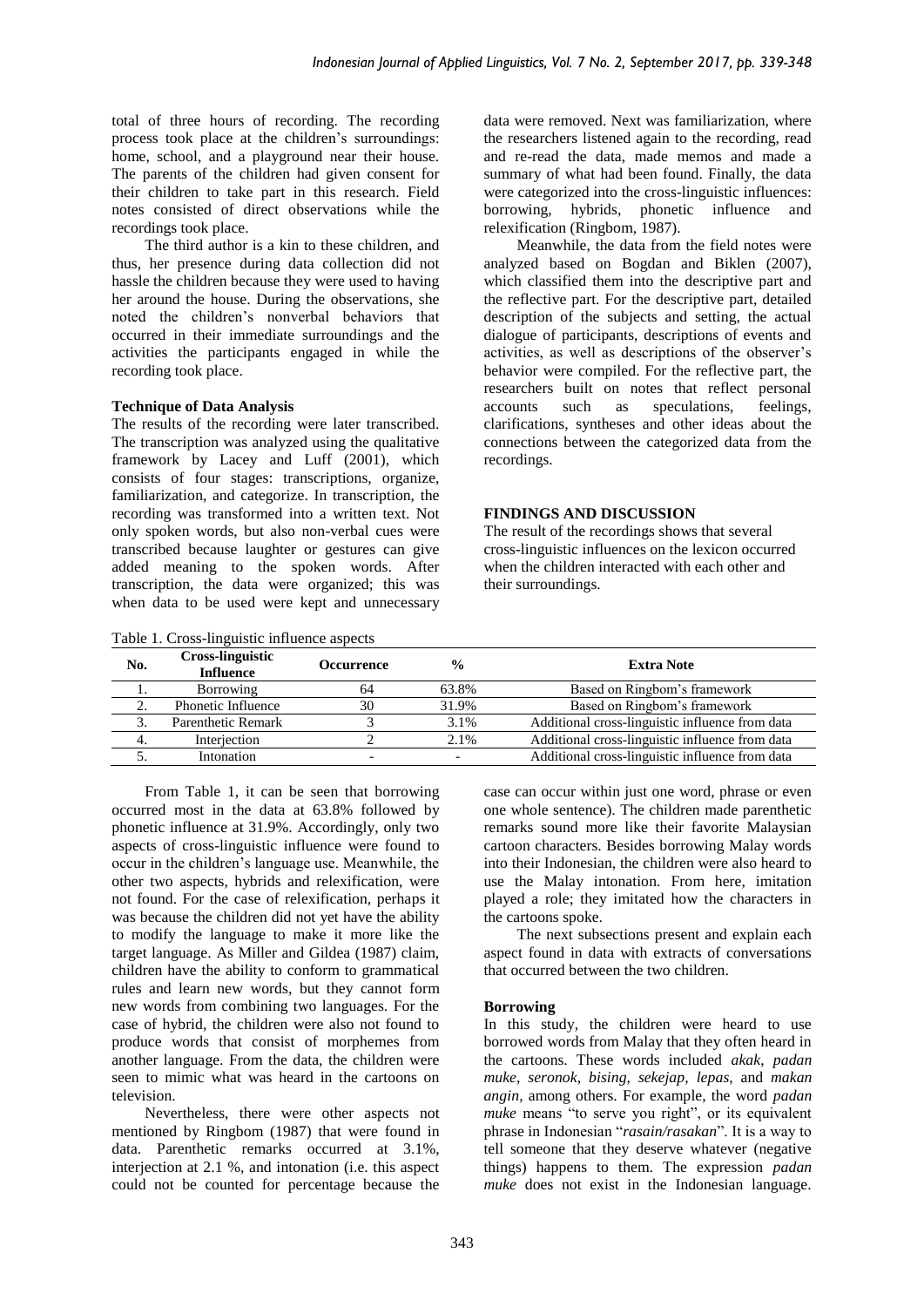total of three hours of recording. The recording process took place at the children's surroundings: home, school, and a playground near their house. The parents of the children had given consent for their children to take part in this research. Field notes consisted of direct observations while the recordings took place.

The third author is a kin to these children, and thus, her presence during data collection did not hassle the children because they were used to having her around the house. During the observations, she noted the children's nonverbal behaviors that occurred in their immediate surroundings and the activities the participants engaged in while the recording took place.

**Technique of Data Analysis**

The results of the recording were later transcribed. The transcription was analyzed using the qualitative framework by Lacey and Luff (2001), which consists of four stages: transcriptions, organize, familiarization, and categorize. In transcription, the recording was transformed into a written text. Not only spoken words, but also non-verbal cues were transcribed because laughter or gestures can give added meaning to the spoken words. After transcription, the data were organized; this was when data to be used were kept and unnecessary data were removed. Next was familiarization, where the researchers listened again to the recording, read and re-read the data, made memos and made a summary of what had been found. Finally, the data were categorized into the cross-linguistic influences: borrowing, hybrids, phonetic influence and relexification (Ringbom, 1987).

Meanwhile, the data from the field notes were analyzed based on Bogdan and Biklen (2007), which classified them into the descriptive part and the reflective part. For the descriptive part, detailed description of the subjects and setting, the actual dialogue of participants, descriptions of events and activities, as well as descriptions of the observer's behavior were compiled. For the reflective part, the researchers built on notes that reflect personal accounts such as speculations, feelings, clarifications, syntheses and other ideas about the connections between the categorized data from the recordings.

## FINDINGS AND DISCUSSION

The result of the recordings shows that several cross-linguistic influences on the lexicon occurred when the children interacted with each other and their surroundings.

Table 1. Cross-linguistic influence aspects

| No. | Cross-linguistic Influence | Occurrence | % | Extra Note |
|---|---|---|---|---|
| 1. | Borrowing | 64 | 63.8% | Based on Ringbom's framework |
| 2. | Phonetic Influence | 30 | 31.9% | Based on Ringbom's framework |
| 3. | Parenthetic Remark | 3 | 3.1% | Additional cross-linguistic influence from data |
| 4. | Interjection | 2 | 2.1% | Additional cross-linguistic influence from data |
| 5. | Intonation | - | - | Additional cross-linguistic influence from data |

From Table 1, it can be seen that borrowing occurred most in the data at 63.8% followed by phonetic influence at 31.9%. Accordingly, only two aspects of cross-linguistic influence were found to occur in the children's language use. Meanwhile, the other two aspects, hybrids and relexification, were not found. For the case of relexification, perhaps it was because the children did not yet have the ability to modify the language to make it more like the target language. As Miller and Gildea (1987) claim, children have the ability to conform to grammatical rules and learn new words, but they cannot form new words from combining two languages. For the case of hybrid, the children were also not found to produce words that consist of morphemes from another language. From the data, the children were seen to mimic what was heard in the cartoons on television.

Nevertheless, there were other aspects not mentioned by Ringbom (1987) that were found in data. Parenthetic remarks occurred at 3.1%, interjection at 2.1 %, and intonation (i.e. this aspect could not be counted for percentage because the case can occur within just one word, phrase or even one whole sentence). The children made parenthetic remarks sound more like their favorite Malaysian cartoon characters. Besides borrowing Malay words into their Indonesian, the children were also heard to use the Malay intonation. From here, imitation played a role; they imitated how the characters in the cartoons spoke.

The next subsections present and explain each aspect found in data with extracts of conversations that occurred between the two children.

**Borrowing**

In this study, the children were heard to use borrowed words from Malay that they often heard in the cartoons. These words included *akak*, *padan muke*, *seronok*, *bising*, *sekejap*, *lepas*, and *makan angin*, among others. For example, the word *padan muke* means "to serve you right", or its equivalent phrase in Indonesian "*rasain/rasakan*". It is a way to tell someone that they deserve whatever (negative things) happens to them. The expression *padan muke* does not exist in the Indonesian language.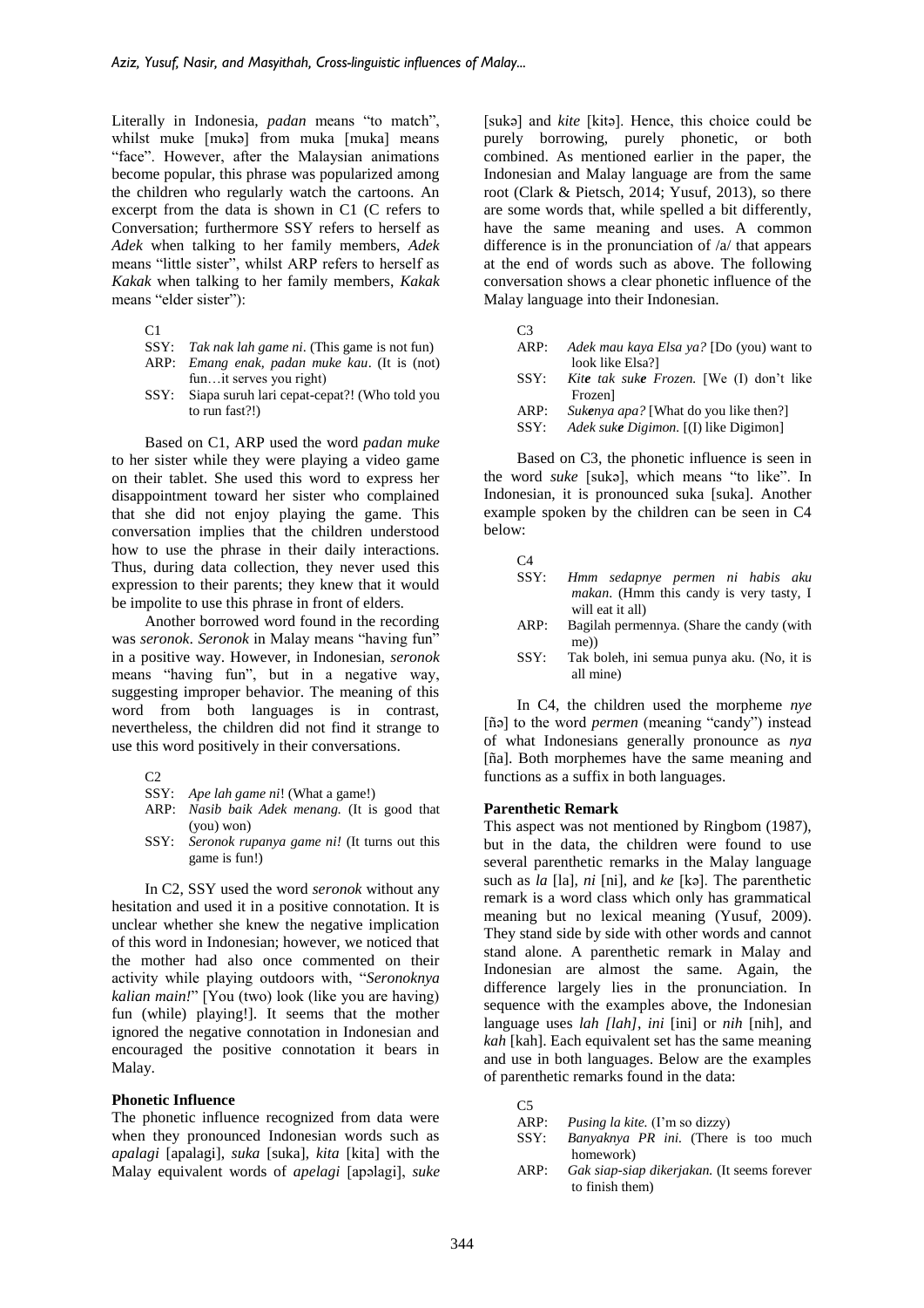Literally in Indonesia, *padan* means "to match", whilst muke [mukə] from muka [muka] means "face". However, after the Malaysian animations become popular, this phrase was popularized among the children who regularly watch the cartoons. An excerpt from the data is shown in C1 (C refers to Conversation; furthermore SSY refers to herself as *Adek* when talking to her family members, *Adek* means "little sister", whilst ARP refers to herself as *Kakak* when talking to her family members, *Kakak* means "elder sister"):

C1
SSY: *Tak nak lah game ni*. (This game is not fun)
ARP: *Emang enak, padan muke kau*. (It is (not) fun…it serves you right)
SSY: Siapa suruh lari cepat-cepat?! (Who told you to run fast?!)

Based on C1, ARP used the word *padan muke* to her sister while they were playing a video game on their tablet. She used this word to express her disappointment toward her sister who complained that she did not enjoy playing the game. This conversation implies that the children understood how to use the phrase in their daily interactions. Thus, during data collection, they never used this expression to their parents; they knew that it would be impolite to use this phrase in front of elders.

Another borrowed word found in the recording was *seronok*. *Seronok* in Malay means "having fun" in a positive way. However, in Indonesian, *seronok* means "having fun", but in a negative way, suggesting improper behavior. The meaning of this word from both languages is in contrast, nevertheless, the children did not find it strange to use this word positively in their conversations.

C2
SSY: *Ape lah game ni*! (What a game!)
ARP: *Nasib baik Adek menang.* (It is good that (you) won)
SSY: *Seronok rupanya game ni!* (It turns out this game is fun!)

In C2, SSY used the word *seronok* without any hesitation and used it in a positive connotation. It is unclear whether she knew the negative implication of this word in Indonesian; however, we noticed that the mother had also once commented on their activity while playing outdoors with, "*Seronoknya kalian main!*" [You (two) look (like you are having) fun (while) playing!]. It seems that the mother ignored the negative connotation in Indonesian and encouraged the positive connotation it bears in Malay.

**Phonetic Influence**

The phonetic influence recognized from data were when they pronounced Indonesian words such as *apalagi* [apalagi], *suka* [suka], *kita* [kita] with the Malay equivalent words of *apelagi* [apəlagi], *suke* [sukə] and *kite* [kitə]. Hence, this choice could be purely borrowing, purely phonetic, or both combined. As mentioned earlier in the paper, the Indonesian and Malay language are from the same root (Clark & Pietsch, 2014; Yusuf, 2013), so there are some words that, while spelled a bit differently, have the same meaning and uses. A common difference is in the pronunciation of /a/ that appears at the end of words such as above. The following conversation shows a clear phonetic influence of the Malay language into their Indonesian.

C3
ARP: *Adek mau kaya Elsa ya?* [Do (you) want to look like Elsa?]
SSY: *Kit**e** tak suk**e** Frozen.* [We (I) don't like Frozen]
ARP: *Suk**e**nya apa?* [What do you like then?]
SSY: *Adek suk**e** Digimon.* [(I) like Digimon]

Based on C3, the phonetic influence is seen in the word *suke* [sukə], which means "to like". In Indonesian, it is pronounced suka [suka]. Another example spoken by the children can be seen in C4 below:

C4
SSY: *Hmm sedapnye permen ni habis aku makan*. (Hmm this candy is very tasty, I will eat it all)
ARP: Bagilah permennya. (Share the candy (with me))
SSY: Tak boleh, ini semua punya aku. (No, it is all mine)

In C4, the children used the morpheme *nye* [ñə] to the word *permen* (meaning "candy") instead of what Indonesians generally pronounce as *nya* [ña]. Both morphemes have the same meaning and functions as a suffix in both languages.

**Parenthetic Remark**

This aspect was not mentioned by Ringbom (1987), but in the data, the children were found to use several parenthetic remarks in the Malay language such as *la* [la], *ni* [ni], and *ke* [kə]. The parenthetic remark is a word class which only has grammatical meaning but no lexical meaning (Yusuf, 2009). They stand side by side with other words and cannot stand alone. A parenthetic remark in Malay and Indonesian are almost the same. Again, the difference largely lies in the pronunciation. In sequence with the examples above, the Indonesian language uses *lah [lah]*, *ini* [ini] or *nih* [nih], and *kah* [kah]. Each equivalent set has the same meaning and use in both languages. Below are the examples of parenthetic remarks found in the data:

C5
ARP: *Pusing la kite.* (I'm so dizzy)
SSY: *Banyaknya PR ini.* (There is too much homework)
ARP: *Gak siap-siap dikerjakan.* (It seems forever to finish them)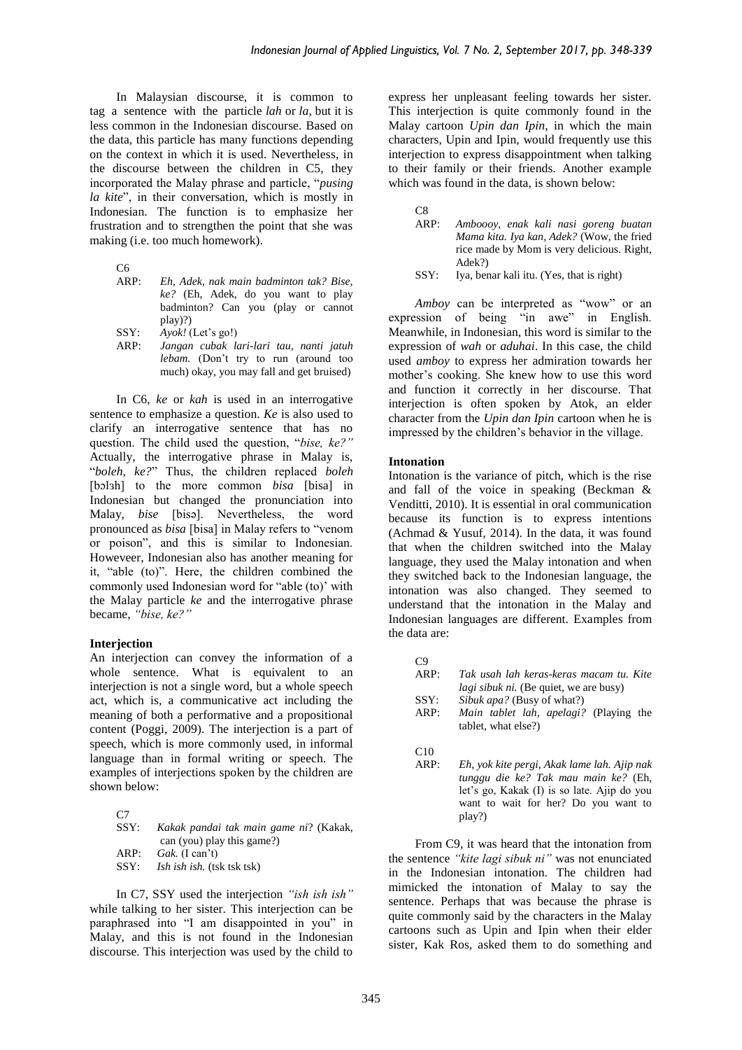In Malaysian discourse, it is common to tag a sentence with the particle *lah* or *la*, but it is less common in the Indonesian discourse. Based on the data, this particle has many functions depending on the context in which it is used. Nevertheless, in the discourse between the children in C5, they incorporated the Malay phrase and particle, "*pusing la kite*", in their conversation, which is mostly in Indonesian. The function is to emphasize her frustration and to strengthen the point that she was making (i.e. too much homework).

C6
ARP: *Eh, Adek, nak main badminton tak? Bise, ke?* (Eh, Adek, do you want to play badminton? Can you (play or cannot play)?)
SSY: *Ayok!* (Let's go!)
ARP: *Jangan cubak lari-lari tau, nanti jatuh lebam.* (Don't try to run (around too much) okay, you may fall and get bruised)

In C6, *ke* or *kah* is used in an interrogative sentence to emphasize a question. *Ke* is also used to clarify an interrogative sentence that has no question. The child used the question, "*bise, ke?"* Actually, the interrogative phrase in Malay is, "*boleh, ke?*" Thus, the children replaced *boleh* [bɔlɜh] to the more common *bisa* [bisa] in Indonesian but changed the pronunciation into Malay, *bise* [bisə]. Nevertheless, the word pronounced as *bisa* [bisa] in Malay refers to "venom or poison", and this is similar to Indonesian. Howeveer, Indonesian also has another meaning for it, "able (to)". Here, the children combined the commonly used Indonesian word for "able (to)' with the Malay particle *ke* and the interrogative phrase became, *"bise, ke?"*

### Interjection

An interjection can convey the information of a whole sentence. What is equivalent to an interjection is not a single word, but a whole speech act, which is, a communicative act including the meaning of both a performative and a propositional content (Poggi, 2009). The interjection is a part of speech, which is more commonly used, in informal language than in formal writing or speech. The examples of interjections spoken by the children are shown below:

C7
SSY: *Kakak pandai tak main game ni*? (Kakak, can (you) play this game?)
ARP: *Gak.* (I can't)
SSY: *Ish ish ish.* (tsk tsk tsk)

In C7, SSY used the interjection *"ish ish ish"* while talking to her sister. This interjection can be paraphrased into "I am disappointed in you" in Malay, and this is not found in the Indonesian discourse. This interjection was used by the child to express her unpleasant feeling towards her sister. This interjection is quite commonly found in the Malay cartoon *Upin dan Ipin*, in which the main characters, Upin and Ipin, would frequently use this interjection to express disappointment when talking to their family or their friends. Another example which was found in the data, is shown below:

C8
ARP: *Amboooy, enak kali nasi goreng buatan Mama kita. Iya kan, Adek?* (Wow, the fried rice made by Mom is very delicious. Right, Adek?)
SSY: Iya, benar kali itu. (Yes, that is right)

*Amboy* can be interpreted as "wow" or an expression of being "in awe" in English. Meanwhile, in Indonesian, this word is similar to the expression of *wah* or *aduhai*. In this case, the child used *amboy* to express her admiration towards her mother's cooking. She knew how to use this word and function it correctly in her discourse. That interjection is often spoken by Atok, an elder character from the *Upin dan Ipin* cartoon when he is impressed by the children's behavior in the village.

### Intonation

Intonation is the variance of pitch, which is the rise and fall of the voice in speaking (Beckman & Venditti, 2010). It is essential in oral communication because its function is to express intentions (Achmad & Yusuf, 2014). In the data, it was found that when the children switched into the Malay language, they used the Malay intonation and when they switched back to the Indonesian language, the intonation was also changed. They seemed to understand that the intonation in the Malay and Indonesian languages are different. Examples from the data are:

C9
ARP: *Tak usah lah keras-keras macam tu. Kite lagi sibuk ni.* (Be quiet, we are busy)
SSY: *Sibuk apa?* (Busy of what?)
ARP: *Main tablet lah, apelagi?* (Playing the tablet, what else?)

C10
ARP: *Eh, yok kite pergi, Akak lame lah. Ajip nak tunggu die ke? Tak mau main ke?* (Eh, let's go, Kakak (I) is so late. Ajip do you want to wait for her? Do you want to play?)

From C9, it was heard that the intonation from the sentence *"kite lagi sibuk ni"* was not enunciated in the Indonesian intonation. The children had mimicked the intonation of Malay to say the sentence. Perhaps that was because the phrase is quite commonly said by the characters in the Malay cartoons such as Upin and Ipin when their elder sister, Kak Ros, asked them to do something and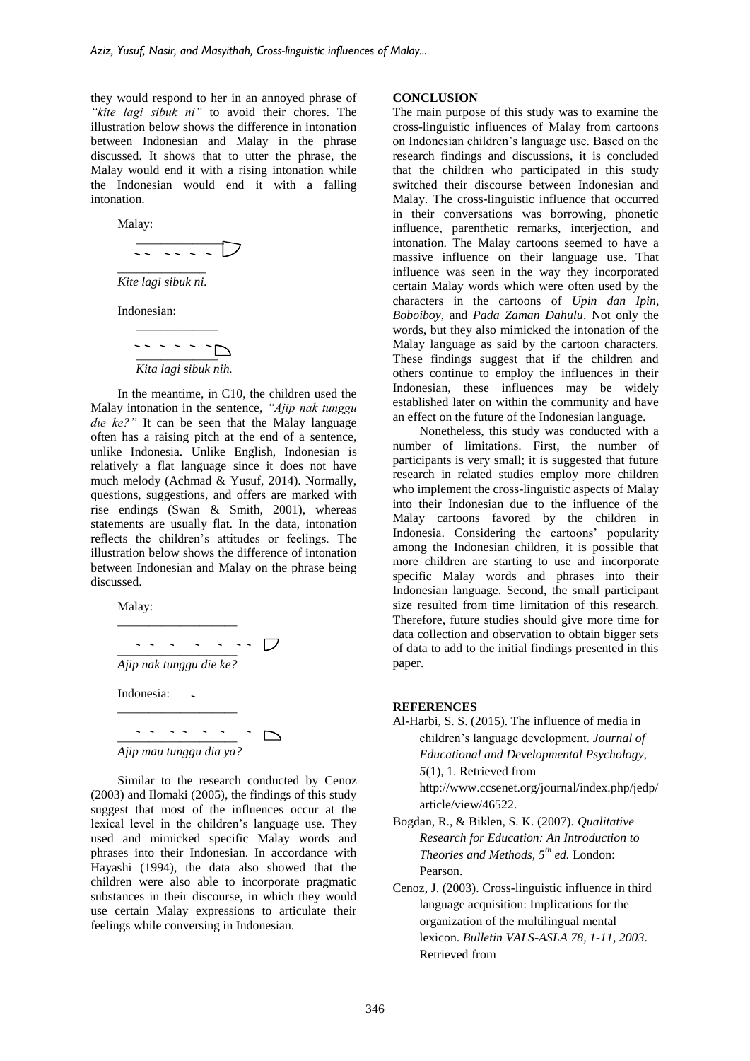they would respond to her in an annoyed phrase of *"kite lagi sibuk ni"* to avoid their chores. The illustration below shows the difference in intonation between Indonesian and Malay in the phrase discussed. It shows that to utter the phrase, the Malay would end it with a rising intonation while the Indonesian would end it with a falling intonation.

Malay:

*Kite lagi sibuk ni.*

Indonesian:

*Kita lagi sibuk nih.*

In the meantime, in C10, the children used the Malay intonation in the sentence, *"Ajip nak tunggu die ke?"* It can be seen that the Malay language often has a raising pitch at the end of a sentence, unlike Indonesia. Unlike English, Indonesian is relatively a flat language since it does not have much melody (Achmad & Yusuf, 2014). Normally, questions, suggestions, and offers are marked with rise endings (Swan & Smith, 2001), whereas statements are usually flat. In the data, intonation reflects the children's attitudes or feelings. The illustration below shows the difference of intonation between Indonesian and Malay on the phrase being discussed.

Malay:

*Ajip nak tunggu die ke?*

Indonesia:

*Ajip mau tunggu dia ya?*

Similar to the research conducted by Cenoz (2003) and Ilomaki (2005), the findings of this study suggest that most of the influences occur at the lexical level in the children's language use. They used and mimicked specific Malay words and phrases into their Indonesian. In accordance with Hayashi (1994), the data also showed that the children were also able to incorporate pragmatic substances in their discourse, in which they would use certain Malay expressions to articulate their feelings while conversing in Indonesian.

## CONCLUSION

The main purpose of this study was to examine the cross-linguistic influences of Malay from cartoons on Indonesian children's language use. Based on the research findings and discussions, it is concluded that the children who participated in this study switched their discourse between Indonesian and Malay. The cross-linguistic influence that occurred in their conversations was borrowing, phonetic influence, parenthetic remarks, interjection, and intonation. The Malay cartoons seemed to have a massive influence on their language use. That influence was seen in the way they incorporated certain Malay words which were often used by the characters in the cartoons of *Upin dan Ipin*, *Boboiboy*, and *Pada Zaman Dahulu*. Not only the words, but they also mimicked the intonation of the Malay language as said by the cartoon characters. These findings suggest that if the children and others continue to employ the influences in their Indonesian, these influences may be widely established later on within the community and have an effect on the future of the Indonesian language.

Nonetheless, this study was conducted with a number of limitations. First, the number of participants is very small; it is suggested that future research in related studies employ more children who implement the cross-linguistic aspects of Malay into their Indonesian due to the influence of the Malay cartoons favored by the children in Indonesia. Considering the cartoons' popularity among the Indonesian children, it is possible that more children are starting to use and incorporate specific Malay words and phrases into their Indonesian language. Second, the small participant size resulted from time limitation of this research. Therefore, future studies should give more time for data collection and observation to obtain bigger sets of data to add to the initial findings presented in this paper.

## REFERENCES

Al-Harbi, S. S. (2015). The influence of media in children's language development. *Journal of Educational and Developmental Psychology, 5*(1), 1. Retrieved from http://www.ccsenet.org/journal/index.php/jedp/article/view/46522.

Bogdan, R., & Biklen, S. K. (2007). *Qualitative Research for Education: An Introduction to Theories and Methods, 5th ed.* London: Pearson.

Cenoz, J. (2003). Cross-linguistic influence in third language acquisition: Implications for the organization of the multilingual mental lexicon. *Bulletin VALS-ASLA 78, 1-11, 2003*. Retrieved from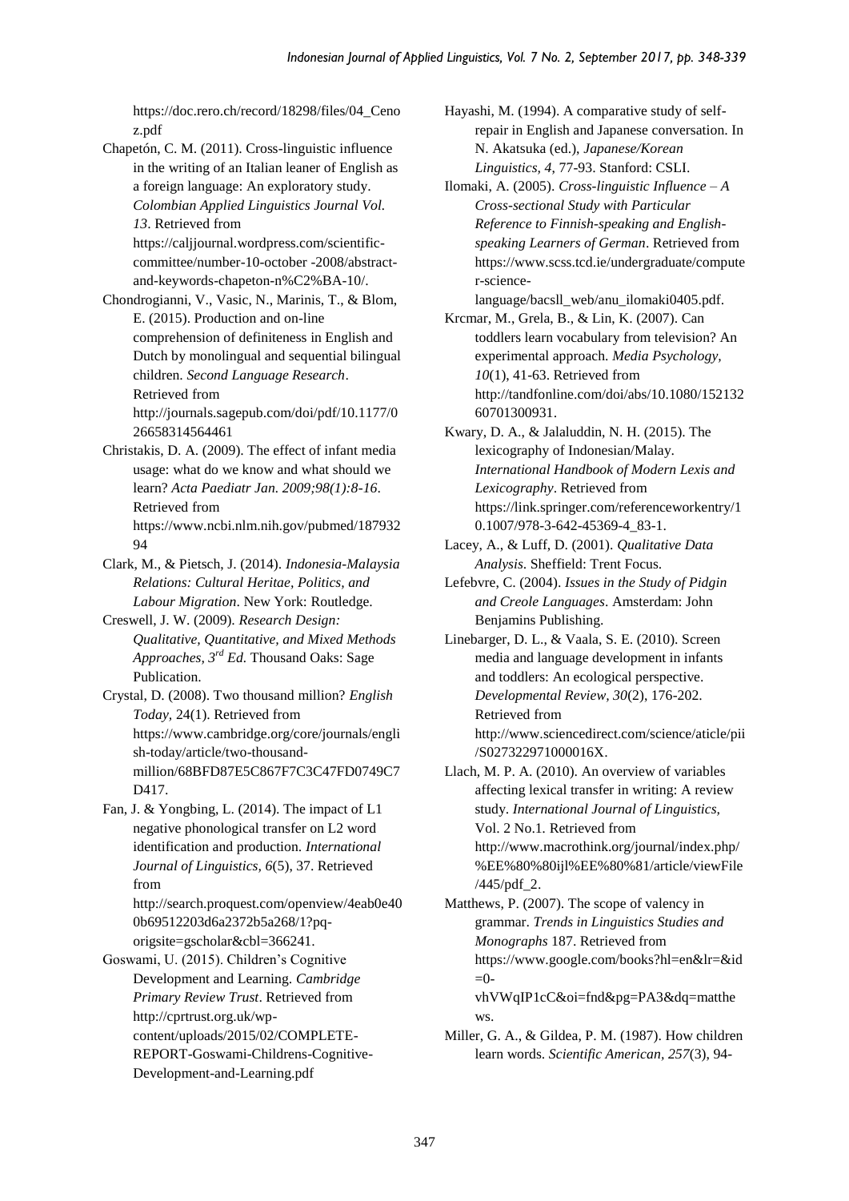https://doc.rero.ch/record/18298/files/04_Cenoz.pdf

Chapetón, C. M. (2011). Cross-linguistic influence in the writing of an Italian leaner of English as a foreign language: An exploratory study. *Colombian Applied Linguistics Journal Vol. 13*. Retrieved from https://caljjournal.wordpress.com/scientific-committee/number-10-october -2008/abstract-and-keywords-chapeton-n%C2%BA-10/.

Chondrogianni, V., Vasic, N., Marinis, T., & Blom, E. (2015). Production and on-line comprehension of definiteness in English and Dutch by monolingual and sequential bilingual children. *Second Language Research*. Retrieved from http://journals.sagepub.com/doi/pdf/10.1177/0266583145644 61

Christakis, D. A. (2009). The effect of infant media usage: what do we know and what should we learn? *Acta Paediatr Jan. 2009;98(1):8-16*. Retrieved from https://www.ncbi.nlm.nih.gov/pubmed/18793294

Clark, M., & Pietsch, J. (2014). *Indonesia-Malaysia Relations: Cultural Heritae, Politics, and Labour Migration*. New York: Routledge.

Creswell, J. W. (2009). *Research Design: Qualitative, Quantitative, and Mixed Methods Approaches, 3rd Ed.* Thousand Oaks: Sage Publication.

Crystal, D. (2008). Two thousand million? *English Today*, 24(1). Retrieved from https://www.cambridge.org/core/journals/english-today/article/two-thousand-million/68BFD87E5C867F7C3C47FD0749C7D417.

Fan, J. & Yongbing, L. (2014). The impact of L1 negative phonological transfer on L2 word identification and production. *International Journal of Linguistics, 6*(5), 37. Retrieved from http://search.proquest.com/openview/4eab0e400b69512203d6a2372b5a268/1?pq-origsite=gscholar&cbl=366241.

Goswami, U. (2015). Children's Cognitive Development and Learning. *Cambridge Primary Review Trust*. Retrieved from http://cprtrust.org.uk/wp-content/uploads/2015/02/COMPLETE-REPORT-Goswami-Childrens-Cognitive-Development-and-Learning.pdf

Hayashi, M. (1994). A comparative study of self-repair in English and Japanese conversation. In N. Akatsuka (ed.), *Japanese/Korean Linguistics, 4*, 77-93. Stanford: CSLI.

Ilomaki, A. (2005). *Cross-linguistic Influence – A Cross-sectional Study with Particular Reference to Finnish-speaking and English-speaking Learners of German*. Retrieved from https://www.scss.tcd.ie/undergraduate/computer-science-language/bacsll_web/anu_ilomaki0405.pdf.

Krcmar, M., Grela, B., & Lin, K. (2007). Can toddlers learn vocabulary from television? An experimental approach. *Media Psychology, 10*(1), 41-63. Retrieved from http://tandfonline.com/doi/abs/10.1080/15213260701300931.

Kwary, D. A., & Jalaluddin, N. H. (2015). The lexicography of Indonesian/Malay. *International Handbook of Modern Lexis and Lexicography*. Retrieved from https://link.springer.com/referenceworkentry/10.1007/978-3-642-45369-4_83-1.

Lacey, A., & Luff, D. (2001). *Qualitative Data Analysis*. Sheffield: Trent Focus.

Lefebvre, C. (2004). *Issues in the Study of Pidgin and Creole Languages*. Amsterdam: John Benjamins Publishing.

Linebarger, D. L., & Vaala, S. E. (2010). Screen media and language development in infants and toddlers: An ecological perspective. *Developmental Review, 30*(2), 176-202. Retrieved from http://www.sciencedirect.com/science/aticle/pii/S027322971000016X.

Llach, M. P. A. (2010). An overview of variables affecting lexical transfer in writing: A review study. *International Journal of Linguistics,* Vol. 2 No.1. Retrieved from http://www.macrothink.org/journal/index.php/%EE%80%80ijl%EE%80%81/article/viewFile/445/pdf_2.

Matthews, P. (2007). The scope of valency in grammar. *Trends in Linguistics Studies and Monographs* 187. Retrieved from https://www.google.com/books?hl=en&lr=&id=0-vhVWqIP1cC&oi=fnd&pg=PA3&dq=matthews.

Miller, G. A., & Gildea, P. M. (1987). How children learn words. *Scientific American, 257*(3), 94-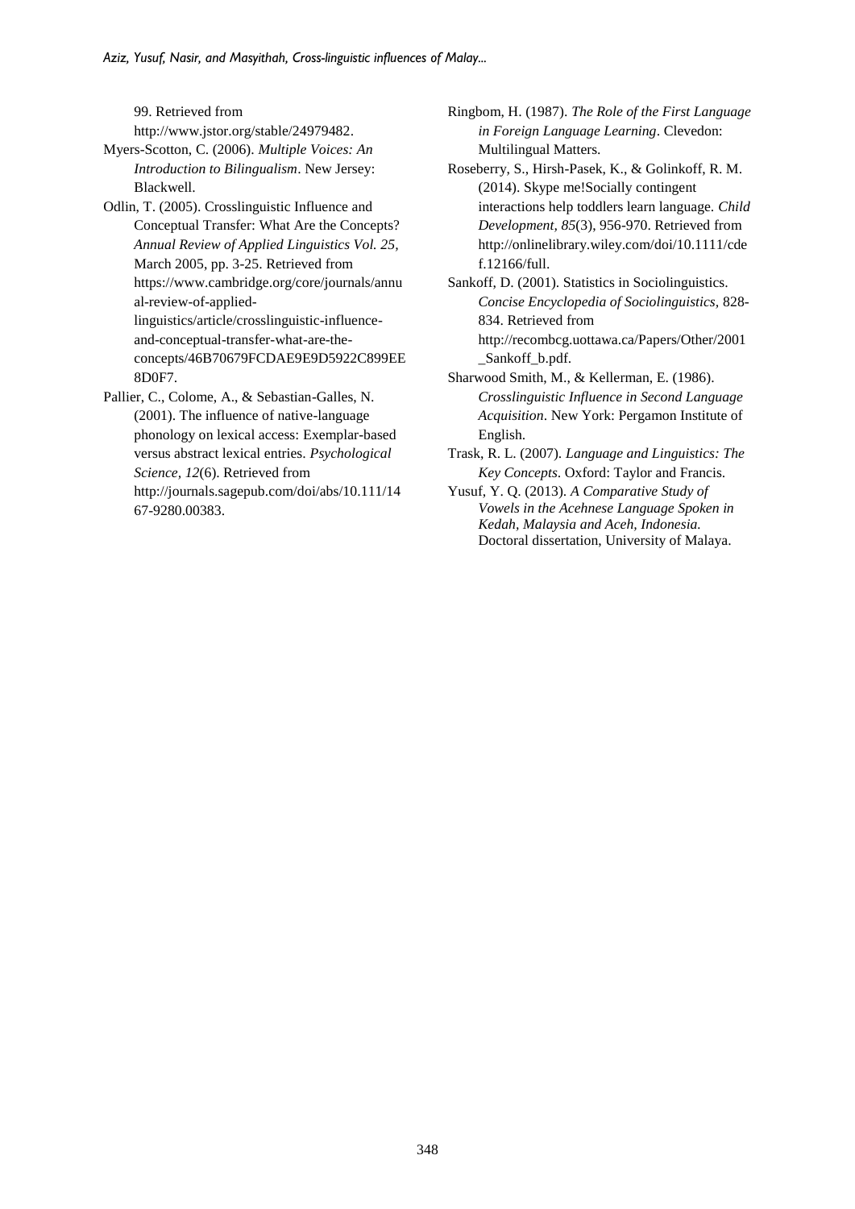99. Retrieved from http://www.jstor.org/stable/24979482.

Myers-Scotton, C. (2006). *Multiple Voices: An Introduction to Bilingualism*. New Jersey: Blackwell.

Odlin, T. (2005). Crosslinguistic Influence and Conceptual Transfer: What Are the Concepts? *Annual Review of Applied Linguistics Vol. 25,* March 2005, pp. 3-25. Retrieved from https://www.cambridge.org/core/journals/annual-review-of-applied-linguistics/article/crosslinguistic-influence-and-conceptual-transfer-what-are-the-concepts/46B70679FCDAE9E9D5922C899EE8D0F7.

Pallier, C., Colome, A., & Sebastian-Galles, N. (2001). The influence of native-language phonology on lexical access: Exemplar-based versus abstract lexical entries. *Psychological Science, 12*(6). Retrieved from http://journals.sagepub.com/doi/abs/10.111/1467-9280.00383.

Ringbom, H. (1987). *The Role of the First Language in Foreign Language Learning*. Clevedon: Multilingual Matters.

Roseberry, S., Hirsh-Pasek, K., & Golinkoff, R. M. (2014). Skype me!Socially contingent interactions help toddlers learn language. *Child Development, 85*(3), 956-970. Retrieved from http://onlinelibrary.wiley.com/doi/10.1111/cdef.12166/full.

Sankoff, D. (2001). Statistics in Sociolinguistics. *Concise Encyclopedia of Sociolinguistics,* 828-834. Retrieved from http://recombcg.uottawa.ca/Papers/Other/2001_Sankoff_b.pdf.

Sharwood Smith, M., & Kellerman, E. (1986). *Crosslinguistic Influence in Second Language Acquisition*. New York: Pergamon Institute of English.

Trask, R. L. (2007). *Language and Linguistics: The Key Concepts*. Oxford: Taylor and Francis.

Yusuf, Y. Q. (2013). *A Comparative Study of Vowels in the Acehnese Language Spoken in Kedah, Malaysia and Aceh, Indonesia.* Doctoral dissertation, University of Malaya.